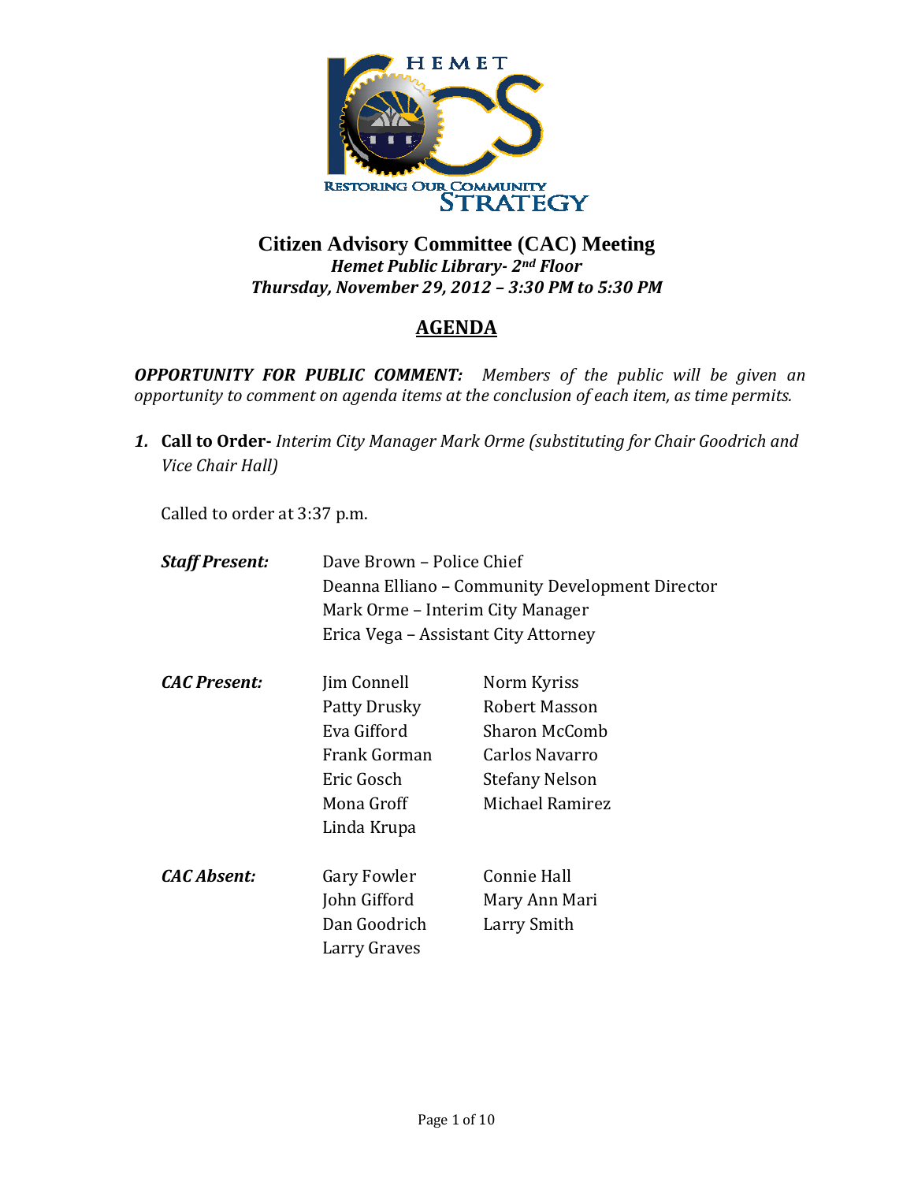# Citizen Advisory Committee (CAC) Meeting

***Hemet Public Library- 2nd Floor***

***Thursday, November 29, 2012 – 3:30 PM to 5:30 PM***

## AGENDA

***OPPORTUNITY FOR PUBLIC COMMENT:*** *Members of the public will be given an opportunity to comment on agenda items at the conclusion of each item, as time permits.*

1. **Call to Order-** *Interim City Manager Mark Orme (substituting for Chair Goodrich and Vice Chair Hall)*

   Called to order at 3:37 p.m.

***Staff Present:***

- Dave Brown – Police Chief
- Deanna Elliano – Community Development Director
- Mark Orme – Interim City Manager
- Erica Vega – Assistant City Attorney

***CAC Present:***

| | |
|---|---|
| Jim Connell | Norm Kyriss |
| Patty Drusky | Robert Masson |
| Eva Gifford | Sharon McComb |
| Frank Gorman | Carlos Navarro |
| Eric Gosch | Stefany Nelson |
| Mona Groff | Michael Ramirez |
| Linda Krupa | |

***CAC Absent:***

| | |
|---|---|
| Gary Fowler | Connie Hall |
| John Gifford | Mary Ann Mari |
| Dan Goodrich | Larry Smith |
| Larry Graves | |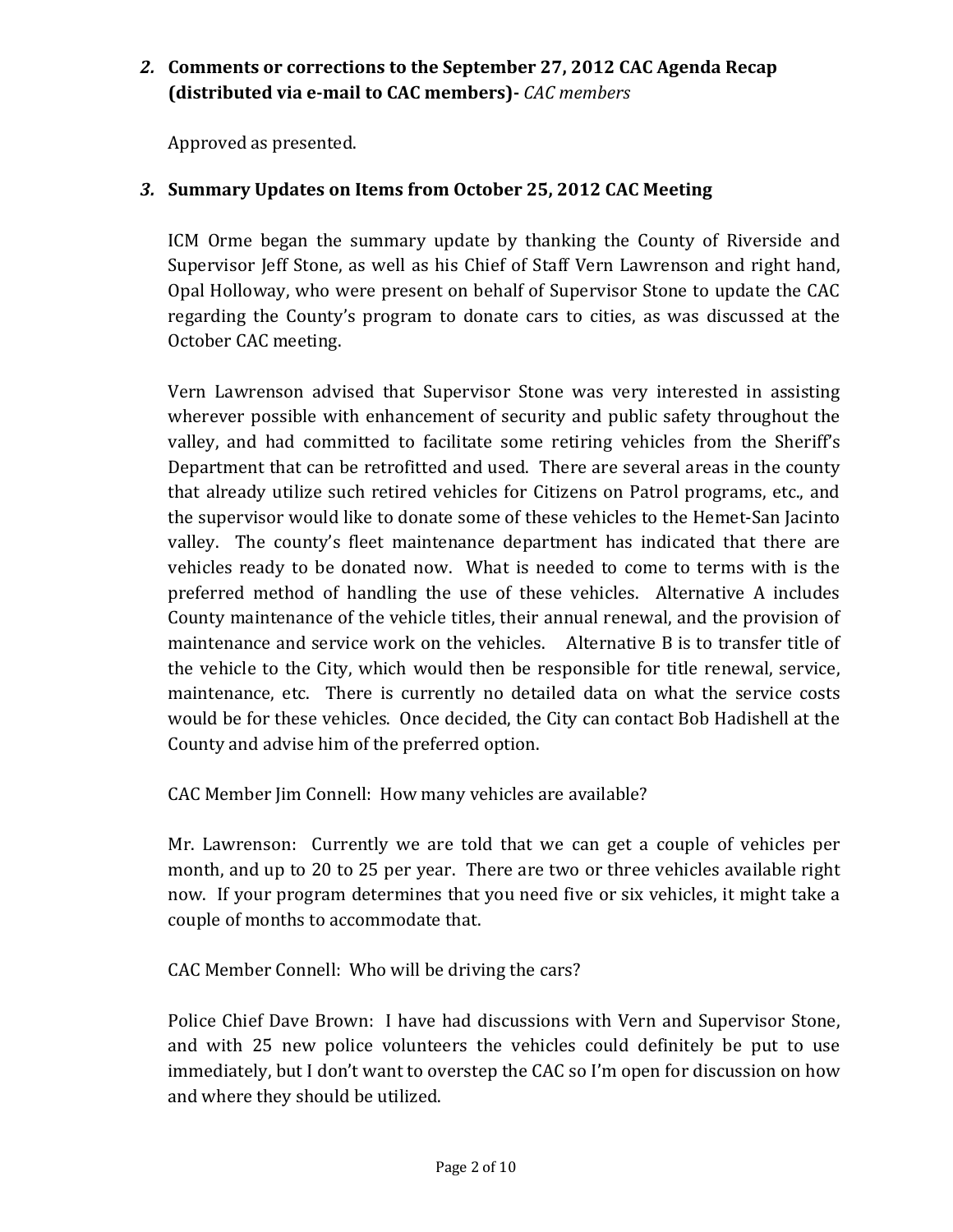***2.*** **Comments or corrections to the September 27, 2012 CAC Agenda Recap (distributed via e-mail to CAC members)-** *CAC members*

Approved as presented.

***3.*** **Summary Updates on Items from October 25, 2012 CAC Meeting**

ICM Orme began the summary update by thanking the County of Riverside and Supervisor Jeff Stone, as well as his Chief of Staff Vern Lawrenson and right hand, Opal Holloway, who were present on behalf of Supervisor Stone to update the CAC regarding the County's program to donate cars to cities, as was discussed at the October CAC meeting.

Vern Lawrenson advised that Supervisor Stone was very interested in assisting wherever possible with enhancement of security and public safety throughout the valley, and had committed to facilitate some retiring vehicles from the Sheriff's Department that can be retrofitted and used. There are several areas in the county that already utilize such retired vehicles for Citizens on Patrol programs, etc., and the supervisor would like to donate some of these vehicles to the Hemet-San Jacinto valley. The county's fleet maintenance department has indicated that there are vehicles ready to be donated now. What is needed to come to terms with is the preferred method of handling the use of these vehicles. Alternative A includes County maintenance of the vehicle titles, their annual renewal, and the provision of maintenance and service work on the vehicles. Alternative B is to transfer title of the vehicle to the City, which would then be responsible for title renewal, service, maintenance, etc. There is currently no detailed data on what the service costs would be for these vehicles. Once decided, the City can contact Bob Hadishell at the County and advise him of the preferred option.

CAC Member Jim Connell: How many vehicles are available?

Mr. Lawrenson: Currently we are told that we can get a couple of vehicles per month, and up to 20 to 25 per year. There are two or three vehicles available right now. If your program determines that you need five or six vehicles, it might take a couple of months to accommodate that.

CAC Member Connell: Who will be driving the cars?

Police Chief Dave Brown: I have had discussions with Vern and Supervisor Stone, and with 25 new police volunteers the vehicles could definitely be put to use immediately, but I don't want to overstep the CAC so I'm open for discussion on how and where they should be utilized.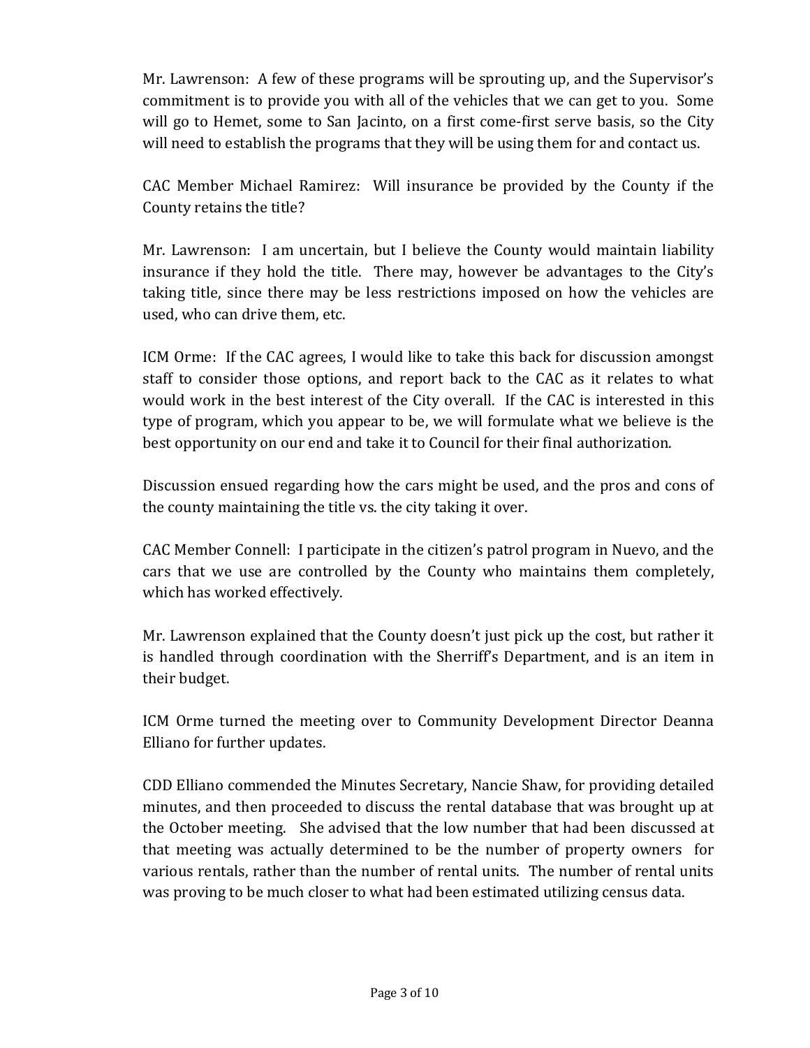Mr. Lawrenson: A few of these programs will be sprouting up, and the Supervisor's commitment is to provide you with all of the vehicles that we can get to you. Some will go to Hemet, some to San Jacinto, on a first come-first serve basis, so the City will need to establish the programs that they will be using them for and contact us.

CAC Member Michael Ramirez: Will insurance be provided by the County if the County retains the title?

Mr. Lawrenson: I am uncertain, but I believe the County would maintain liability insurance if they hold the title. There may, however be advantages to the City's taking title, since there may be less restrictions imposed on how the vehicles are used, who can drive them, etc.

ICM Orme: If the CAC agrees, I would like to take this back for discussion amongst staff to consider those options, and report back to the CAC as it relates to what would work in the best interest of the City overall. If the CAC is interested in this type of program, which you appear to be, we will formulate what we believe is the best opportunity on our end and take it to Council for their final authorization.

Discussion ensued regarding how the cars might be used, and the pros and cons of the county maintaining the title vs. the city taking it over.

CAC Member Connell: I participate in the citizen's patrol program in Nuevo, and the cars that we use are controlled by the County who maintains them completely, which has worked effectively.

Mr. Lawrenson explained that the County doesn't just pick up the cost, but rather it is handled through coordination with the Sherriff's Department, and is an item in their budget.

ICM Orme turned the meeting over to Community Development Director Deanna Elliano for further updates.

CDD Elliano commended the Minutes Secretary, Nancie Shaw, for providing detailed minutes, and then proceeded to discuss the rental database that was brought up at the October meeting. She advised that the low number that had been discussed at that meeting was actually determined to be the number of property owners for various rentals, rather than the number of rental units. The number of rental units was proving to be much closer to what had been estimated utilizing census data.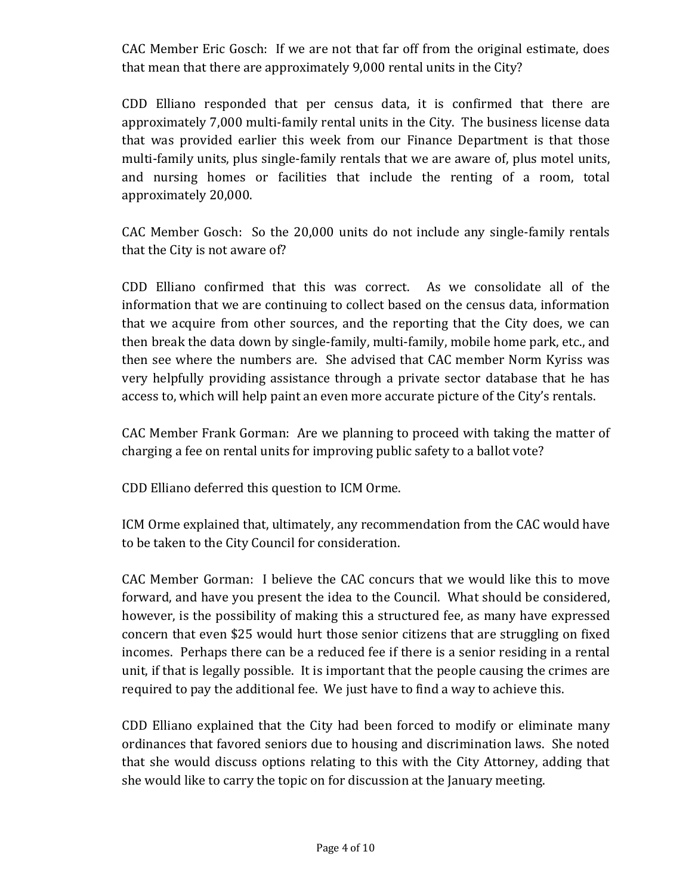CAC Member Eric Gosch: If we are not that far off from the original estimate, does that mean that there are approximately 9,000 rental units in the City?

CDD Elliano responded that per census data, it is confirmed that there are approximately 7,000 multi-family rental units in the City. The business license data that was provided earlier this week from our Finance Department is that those multi-family units, plus single-family rentals that we are aware of, plus motel units, and nursing homes or facilities that include the renting of a room, total approximately 20,000.

CAC Member Gosch: So the 20,000 units do not include any single-family rentals that the City is not aware of?

CDD Elliano confirmed that this was correct. As we consolidate all of the information that we are continuing to collect based on the census data, information that we acquire from other sources, and the reporting that the City does, we can then break the data down by single-family, multi-family, mobile home park, etc., and then see where the numbers are. She advised that CAC member Norm Kyriss was very helpfully providing assistance through a private sector database that he has access to, which will help paint an even more accurate picture of the City's rentals.

CAC Member Frank Gorman: Are we planning to proceed with taking the matter of charging a fee on rental units for improving public safety to a ballot vote?

CDD Elliano deferred this question to ICM Orme.

ICM Orme explained that, ultimately, any recommendation from the CAC would have to be taken to the City Council for consideration.

CAC Member Gorman: I believe the CAC concurs that we would like this to move forward, and have you present the idea to the Council. What should be considered, however, is the possibility of making this a structured fee, as many have expressed concern that even $25 would hurt those senior citizens that are struggling on fixed incomes. Perhaps there can be a reduced fee if there is a senior residing in a rental unit, if that is legally possible. It is important that the people causing the crimes are required to pay the additional fee. We just have to find a way to achieve this.

CDD Elliano explained that the City had been forced to modify or eliminate many ordinances that favored seniors due to housing and discrimination laws. She noted that she would discuss options relating to this with the City Attorney, adding that she would like to carry the topic on for discussion at the January meeting.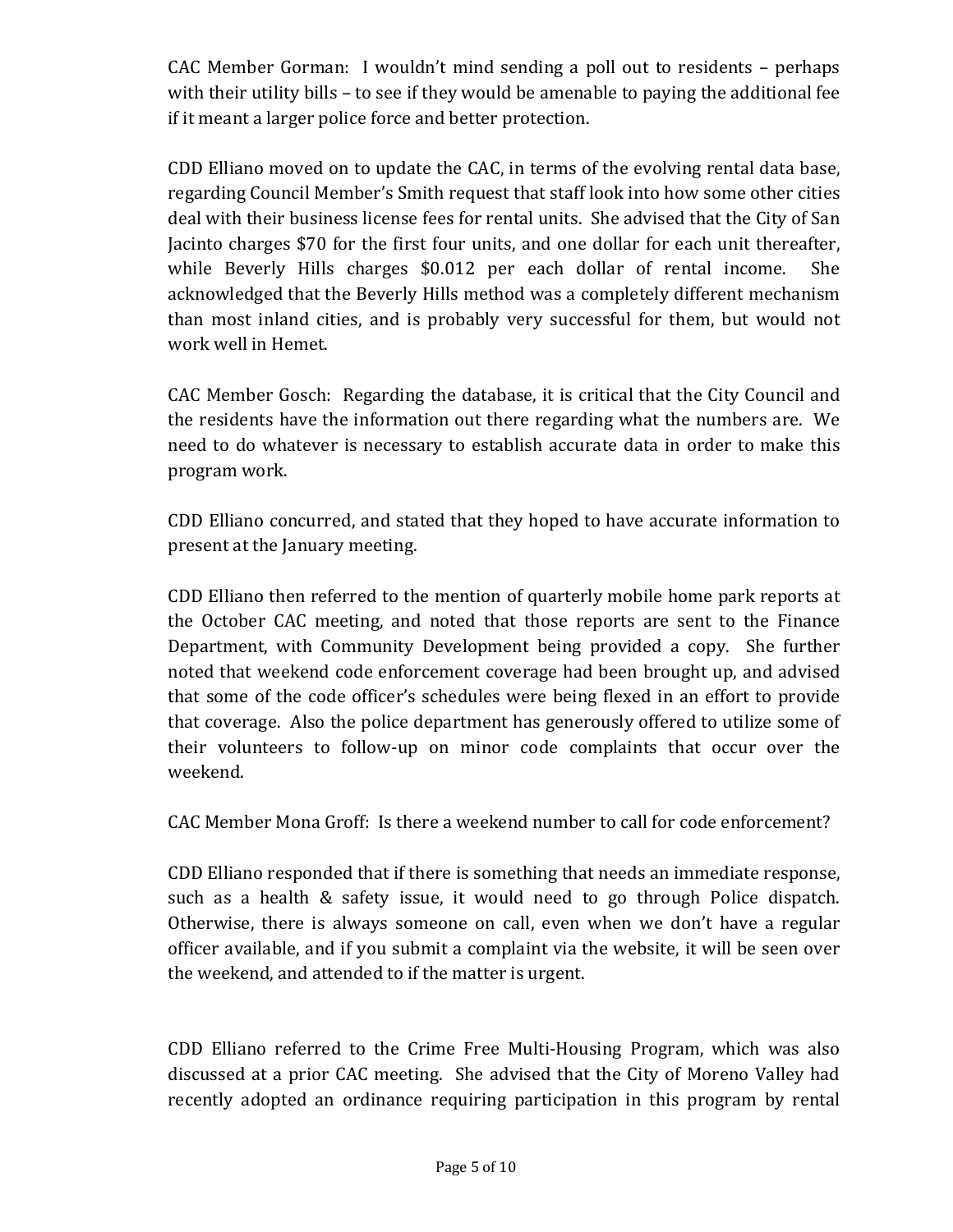CAC Member Gorman: I wouldn't mind sending a poll out to residents – perhaps with their utility bills – to see if they would be amenable to paying the additional fee if it meant a larger police force and better protection.

CDD Elliano moved on to update the CAC, in terms of the evolving rental data base, regarding Council Member's Smith request that staff look into how some other cities deal with their business license fees for rental units. She advised that the City of San Jacinto charges $70 for the first four units, and one dollar for each unit thereafter, while Beverly Hills charges $0.012 per each dollar of rental income. She acknowledged that the Beverly Hills method was a completely different mechanism than most inland cities, and is probably very successful for them, but would not work well in Hemet.

CAC Member Gosch: Regarding the database, it is critical that the City Council and the residents have the information out there regarding what the numbers are. We need to do whatever is necessary to establish accurate data in order to make this program work.

CDD Elliano concurred, and stated that they hoped to have accurate information to present at the January meeting.

CDD Elliano then referred to the mention of quarterly mobile home park reports at the October CAC meeting, and noted that those reports are sent to the Finance Department, with Community Development being provided a copy. She further noted that weekend code enforcement coverage had been brought up, and advised that some of the code officer's schedules were being flexed in an effort to provide that coverage. Also the police department has generously offered to utilize some of their volunteers to follow-up on minor code complaints that occur over the weekend.

CAC Member Mona Groff: Is there a weekend number to call for code enforcement?

CDD Elliano responded that if there is something that needs an immediate response, such as a health & safety issue, it would need to go through Police dispatch. Otherwise, there is always someone on call, even when we don't have a regular officer available, and if you submit a complaint via the website, it will be seen over the weekend, and attended to if the matter is urgent.

CDD Elliano referred to the Crime Free Multi-Housing Program, which was also discussed at a prior CAC meeting. She advised that the City of Moreno Valley had recently adopted an ordinance requiring participation in this program by rental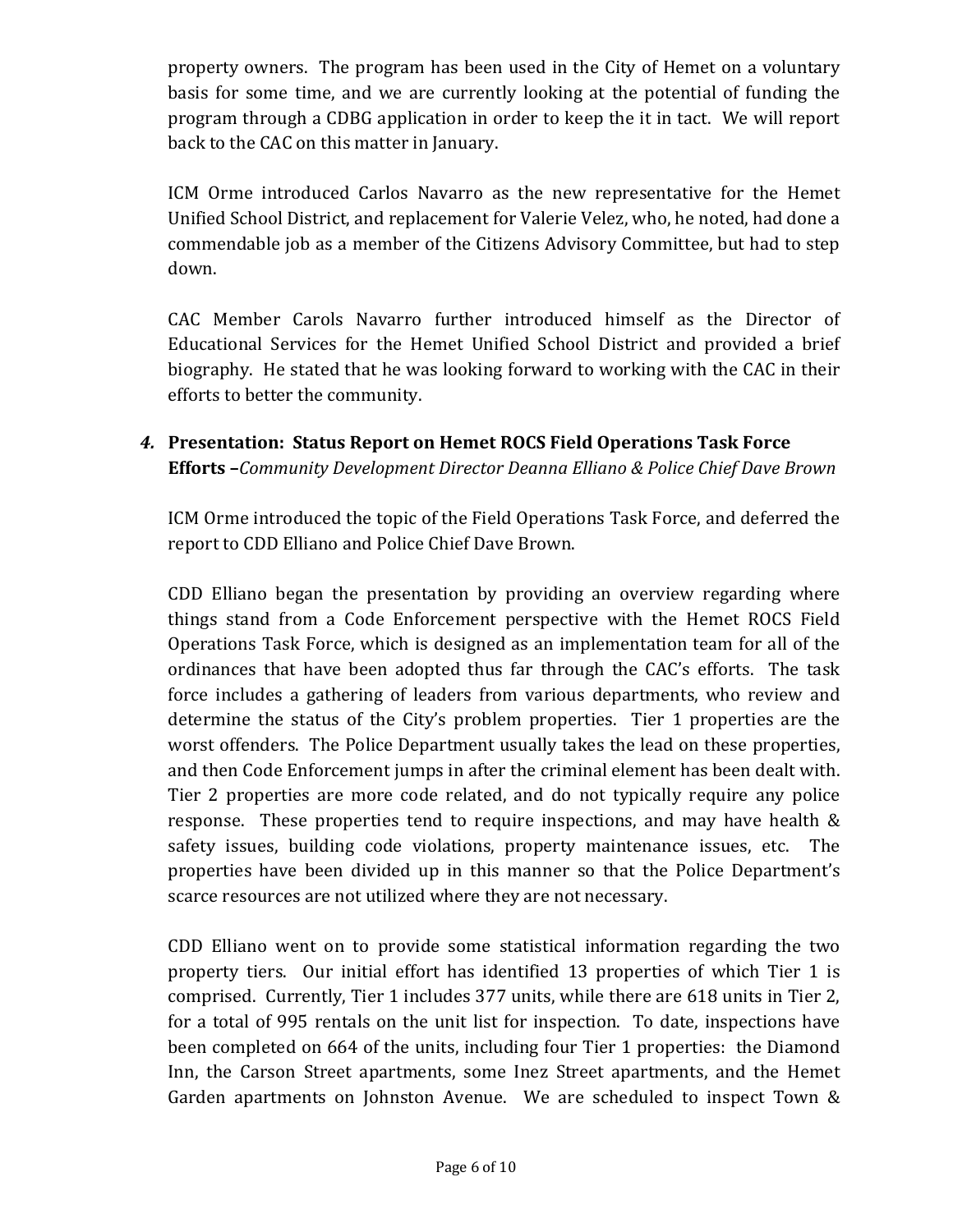property owners. The program has been used in the City of Hemet on a voluntary basis for some time, and we are currently looking at the potential of funding the program through a CDBG application in order to keep the it in tact. We will report back to the CAC on this matter in January.

ICM Orme introduced Carlos Navarro as the new representative for the Hemet Unified School District, and replacement for Valerie Velez, who, he noted, had done a commendable job as a member of the Citizens Advisory Committee, but had to step down.

CAC Member Carols Navarro further introduced himself as the Director of Educational Services for the Hemet Unified School District and provided a brief biography. He stated that he was looking forward to working with the CAC in their efforts to better the community.

*4.* **Presentation: Status Report on Hemet ROCS Field Operations Task Force Efforts** –*Community Development Director Deanna Elliano & Police Chief Dave Brown*

ICM Orme introduced the topic of the Field Operations Task Force, and deferred the report to CDD Elliano and Police Chief Dave Brown.

CDD Elliano began the presentation by providing an overview regarding where things stand from a Code Enforcement perspective with the Hemet ROCS Field Operations Task Force, which is designed as an implementation team for all of the ordinances that have been adopted thus far through the CAC's efforts. The task force includes a gathering of leaders from various departments, who review and determine the status of the City's problem properties. Tier 1 properties are the worst offenders. The Police Department usually takes the lead on these properties, and then Code Enforcement jumps in after the criminal element has been dealt with. Tier 2 properties are more code related, and do not typically require any police response. These properties tend to require inspections, and may have health & safety issues, building code violations, property maintenance issues, etc. The properties have been divided up in this manner so that the Police Department's scarce resources are not utilized where they are not necessary.

CDD Elliano went on to provide some statistical information regarding the two property tiers. Our initial effort has identified 13 properties of which Tier 1 is comprised. Currently, Tier 1 includes 377 units, while there are 618 units in Tier 2, for a total of 995 rentals on the unit list for inspection. To date, inspections have been completed on 664 of the units, including four Tier 1 properties: the Diamond Inn, the Carson Street apartments, some Inez Street apartments, and the Hemet Garden apartments on Johnston Avenue. We are scheduled to inspect Town &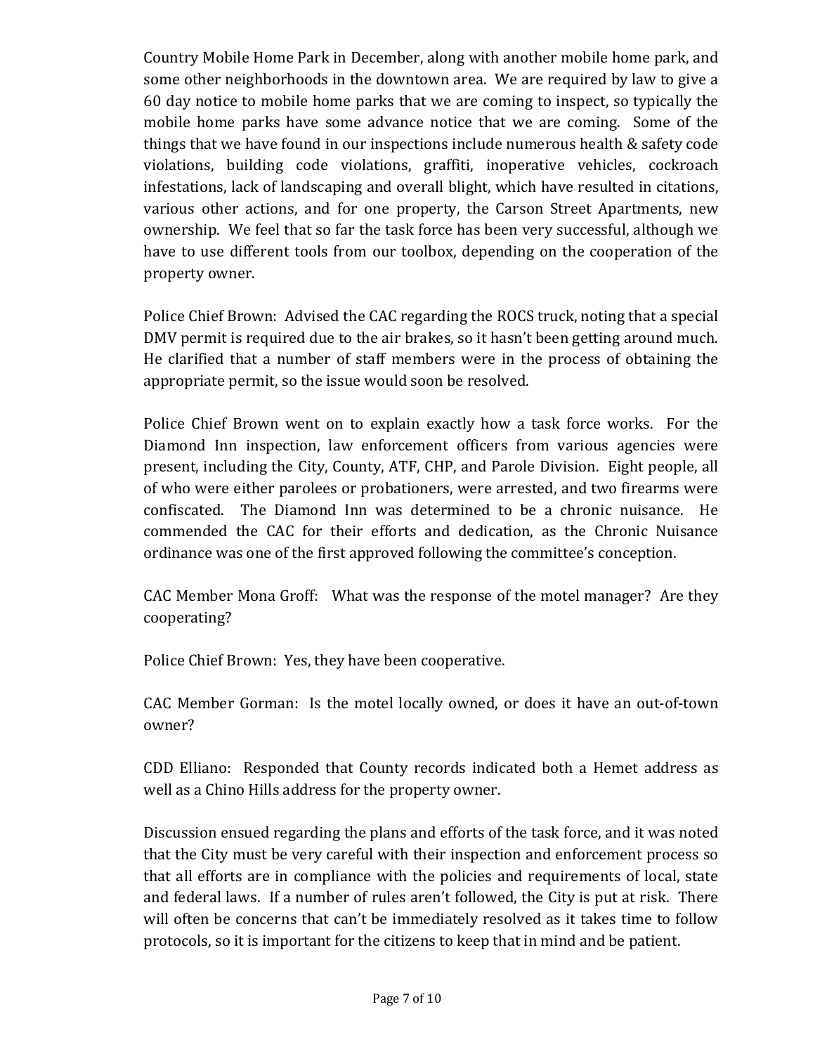Country Mobile Home Park in December, along with another mobile home park, and some other neighborhoods in the downtown area. We are required by law to give a 60 day notice to mobile home parks that we are coming to inspect, so typically the mobile home parks have some advance notice that we are coming. Some of the things that we have found in our inspections include numerous health & safety code violations, building code violations, graffiti, inoperative vehicles, cockroach infestations, lack of landscaping and overall blight, which have resulted in citations, various other actions, and for one property, the Carson Street Apartments, new ownership. We feel that so far the task force has been very successful, although we have to use different tools from our toolbox, depending on the cooperation of the property owner.

Police Chief Brown: Advised the CAC regarding the ROCS truck, noting that a special DMV permit is required due to the air brakes, so it hasn't been getting around much. He clarified that a number of staff members were in the process of obtaining the appropriate permit, so the issue would soon be resolved.

Police Chief Brown went on to explain exactly how a task force works. For the Diamond Inn inspection, law enforcement officers from various agencies were present, including the City, County, ATF, CHP, and Parole Division. Eight people, all of who were either parolees or probationers, were arrested, and two firearms were confiscated. The Diamond Inn was determined to be a chronic nuisance. He commended the CAC for their efforts and dedication, as the Chronic Nuisance ordinance was one of the first approved following the committee's conception.

CAC Member Mona Groff: What was the response of the motel manager? Are they cooperating?

Police Chief Brown: Yes, they have been cooperative.

CAC Member Gorman: Is the motel locally owned, or does it have an out-of-town owner?

CDD Elliano: Responded that County records indicated both a Hemet address as well as a Chino Hills address for the property owner.

Discussion ensued regarding the plans and efforts of the task force, and it was noted that the City must be very careful with their inspection and enforcement process so that all efforts are in compliance with the policies and requirements of local, state and federal laws. If a number of rules aren't followed, the City is put at risk. There will often be concerns that can't be immediately resolved as it takes time to follow protocols, so it is important for the citizens to keep that in mind and be patient.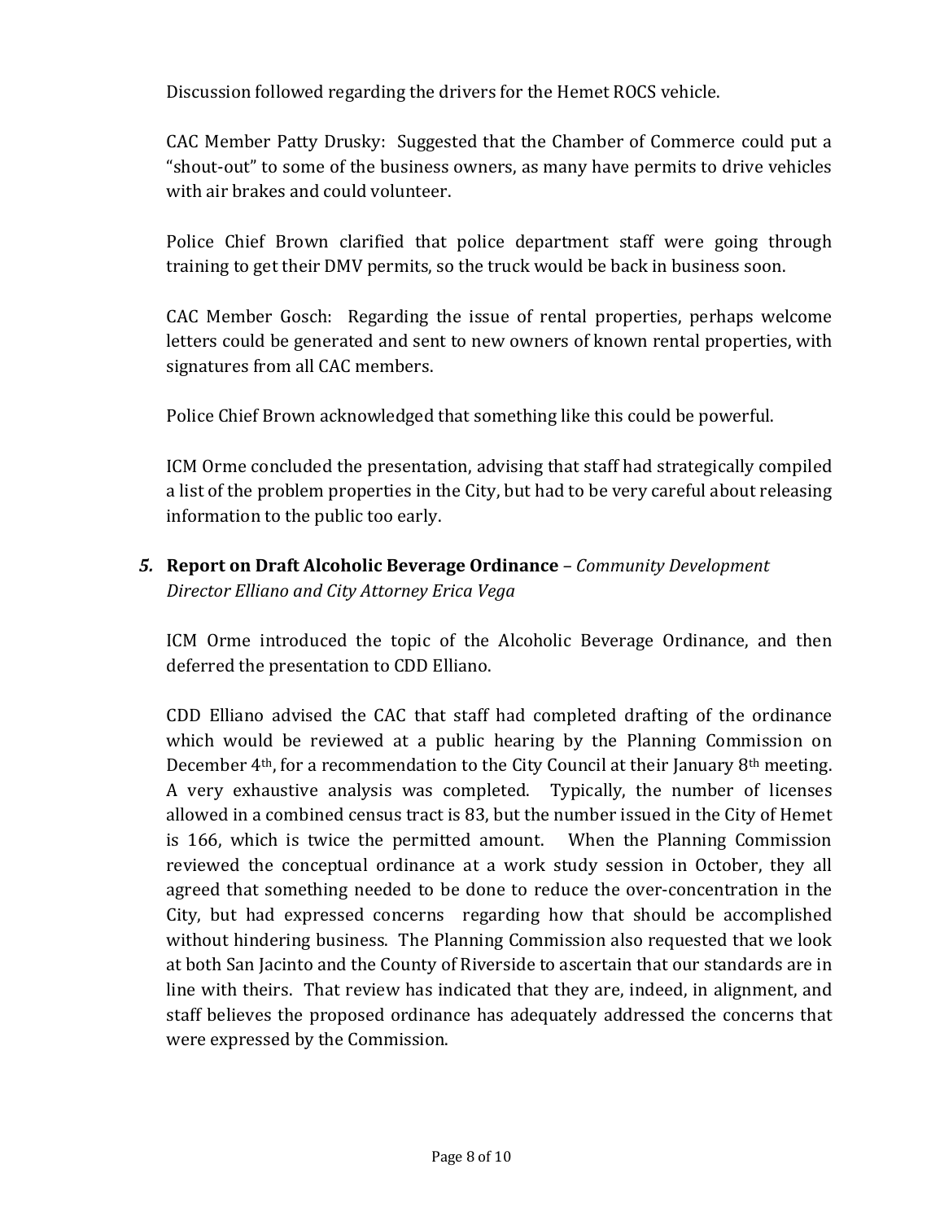Discussion followed regarding the drivers for the Hemet ROCS vehicle.

CAC Member Patty Drusky: Suggested that the Chamber of Commerce could put a "shout-out" to some of the business owners, as many have permits to drive vehicles with air brakes and could volunteer.

Police Chief Brown clarified that police department staff were going through training to get their DMV permits, so the truck would be back in business soon.

CAC Member Gosch: Regarding the issue of rental properties, perhaps welcome letters could be generated and sent to new owners of known rental properties, with signatures from all CAC members.

Police Chief Brown acknowledged that something like this could be powerful.

ICM Orme concluded the presentation, advising that staff had strategically compiled a list of the problem properties in the City, but had to be very careful about releasing information to the public too early.

***5.*** **Report on Draft Alcoholic Beverage Ordinance** – *Community Development Director Elliano and City Attorney Erica Vega*

ICM Orme introduced the topic of the Alcoholic Beverage Ordinance, and then deferred the presentation to CDD Elliano.

CDD Elliano advised the CAC that staff had completed drafting of the ordinance which would be reviewed at a public hearing by the Planning Commission on December 4th, for a recommendation to the City Council at their January 8th meeting. A very exhaustive analysis was completed. Typically, the number of licenses allowed in a combined census tract is 83, but the number issued in the City of Hemet is 166, which is twice the permitted amount. When the Planning Commission reviewed the conceptual ordinance at a work study session in October, they all agreed that something needed to be done to reduce the over-concentration in the City, but had expressed concerns regarding how that should be accomplished without hindering business. The Planning Commission also requested that we look at both San Jacinto and the County of Riverside to ascertain that our standards are in line with theirs. That review has indicated that they are, indeed, in alignment, and staff believes the proposed ordinance has adequately addressed the concerns that were expressed by the Commission.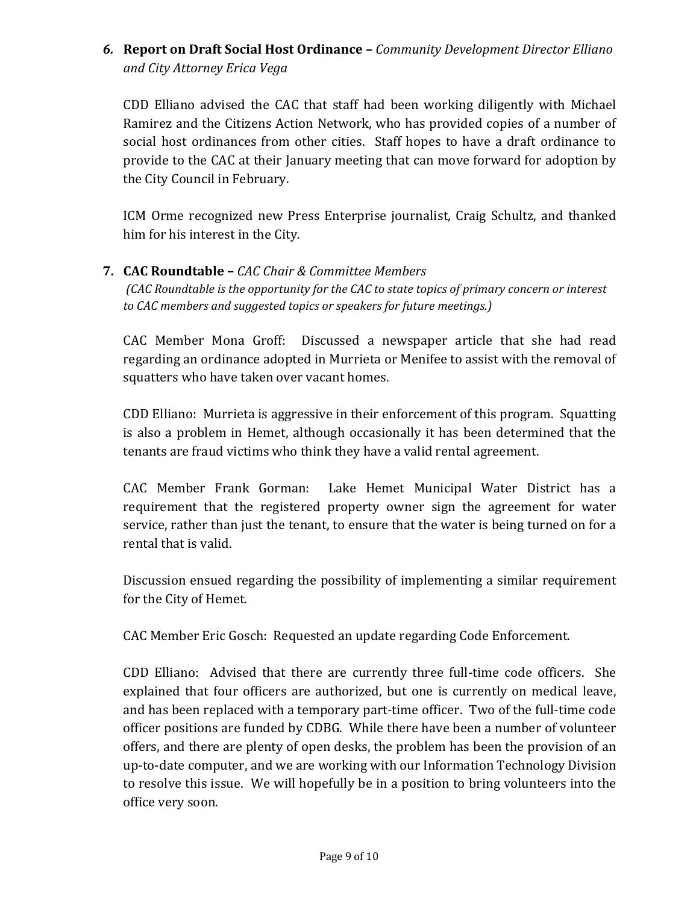## *6.* **Report on Draft Social Host Ordinance –** *Community Development Director Elliano and City Attorney Erica Vega*

CDD Elliano advised the CAC that staff had been working diligently with Michael Ramirez and the Citizens Action Network, who has provided copies of a number of social host ordinances from other cities. Staff hopes to have a draft ordinance to provide to the CAC at their January meeting that can move forward for adoption by the City Council in February.

ICM Orme recognized new Press Enterprise journalist, Craig Schultz, and thanked him for his interest in the City.

## **7. CAC Roundtable –** *CAC Chair & Committee Members*

*(CAC Roundtable is the opportunity for the CAC to state topics of primary concern or interest to CAC members and suggested topics or speakers for future meetings.)*

CAC Member Mona Groff: Discussed a newspaper article that she had read regarding an ordinance adopted in Murrieta or Menifee to assist with the removal of squatters who have taken over vacant homes.

CDD Elliano: Murrieta is aggressive in their enforcement of this program. Squatting is also a problem in Hemet, although occasionally it has been determined that the tenants are fraud victims who think they have a valid rental agreement.

CAC Member Frank Gorman: Lake Hemet Municipal Water District has a requirement that the registered property owner sign the agreement for water service, rather than just the tenant, to ensure that the water is being turned on for a rental that is valid.

Discussion ensued regarding the possibility of implementing a similar requirement for the City of Hemet.

CAC Member Eric Gosch: Requested an update regarding Code Enforcement.

CDD Elliano: Advised that there are currently three full-time code officers. She explained that four officers are authorized, but one is currently on medical leave, and has been replaced with a temporary part-time officer. Two of the full-time code officer positions are funded by CDBG. While there have been a number of volunteer offers, and there are plenty of open desks, the problem has been the provision of an up-to-date computer, and we are working with our Information Technology Division to resolve this issue. We will hopefully be in a position to bring volunteers into the office very soon.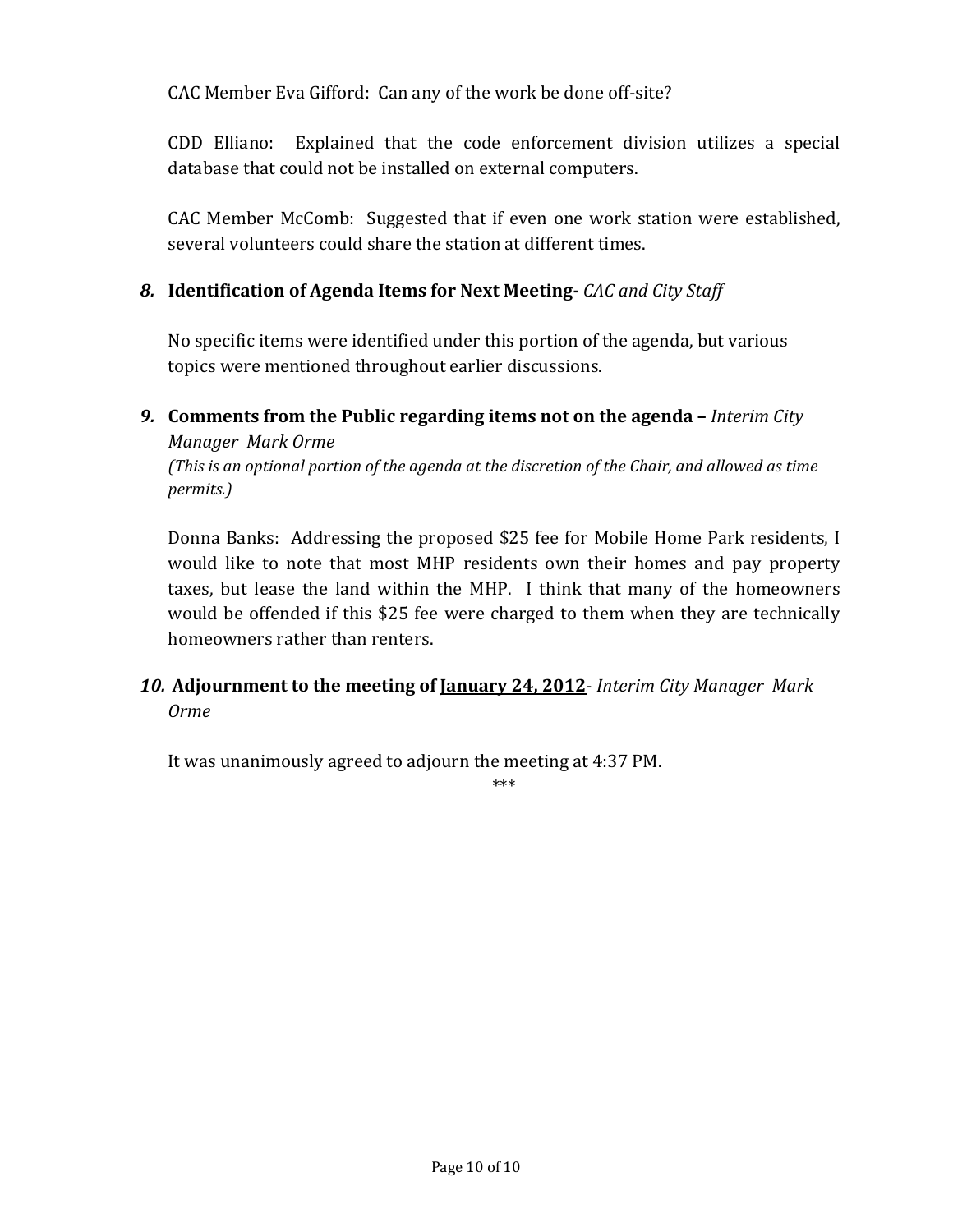CAC Member Eva Gifford: Can any of the work be done off-site?

CDD Elliano: Explained that the code enforcement division utilizes a special database that could not be installed on external computers.

CAC Member McComb: Suggested that if even one work station were established, several volunteers could share the station at different times.

***8.*** **Identification of Agenda Items for Next Meeting-** *CAC and City Staff*

No specific items were identified under this portion of the agenda, but various topics were mentioned throughout earlier discussions.

***9.*** **Comments from the Public regarding items not on the agenda –** *Interim City Manager Mark Orme*

*(This is an optional portion of the agenda at the discretion of the Chair, and allowed as time permits.)*

Donna Banks: Addressing the proposed $25 fee for Mobile Home Park residents, I would like to note that most MHP residents own their homes and pay property taxes, but lease the land within the MHP. I think that many of the homeowners would be offended if this $25 fee were charged to them when they are technically homeowners rather than renters.

***10.*** **Adjournment to the meeting of <u>January 24, 2012</u>**- *Interim City Manager Mark Orme*

It was unanimously agreed to adjourn the meeting at 4:37 PM.

***